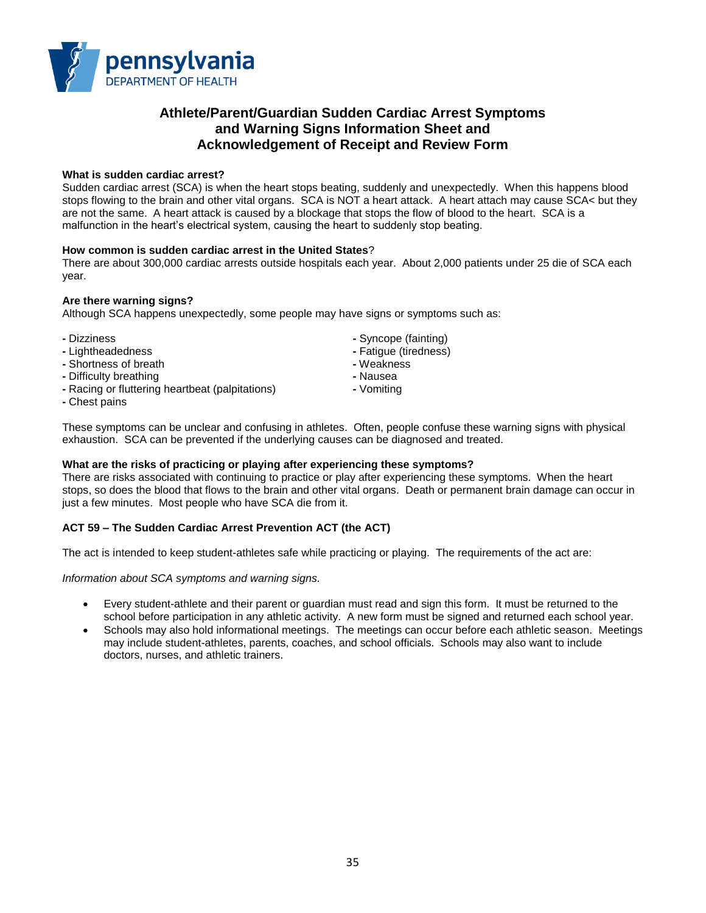pennsylvania
DEPARTMENT OF HEALTH

# Athlete/Parent/Guardian Sudden Cardiac Arrest Symptoms and Warning Signs Information Sheet and Acknowledgement of Receipt and Review Form

**What is sudden cardiac arrest?**

Sudden cardiac arrest (SCA) is when the heart stops beating, suddenly and unexpectedly. When this happens blood stops flowing to the brain and other vital organs. SCA is NOT a heart attack. A heart attach may cause SCA< but they are not the same. A heart attack is caused by a blockage that stops the flow of blood to the heart. SCA is a malfunction in the heart's electrical system, causing the heart to suddenly stop beating.

**How common is sudden cardiac arrest in the United States**?

There are about 300,000 cardiac arrests outside hospitals each year. About 2,000 patients under 25 die of SCA each year.

**Are there warning signs?**

Although SCA happens unexpectedly, some people may have signs or symptoms such as:

- Dizziness
- Lightheadedness
- Shortness of breath
- Difficulty breathing
- Racing or fluttering heartbeat (palpitations)
- Chest pains
- Syncope (fainting)
- Fatigue (tiredness)
- Weakness
- Nausea
- Vomiting

These symptoms can be unclear and confusing in athletes. Often, people confuse these warning signs with physical exhaustion. SCA can be prevented if the underlying causes can be diagnosed and treated.

**What are the risks of practicing or playing after experiencing these symptoms?**

There are risks associated with continuing to practice or play after experiencing these symptoms. When the heart stops, so does the blood that flows to the brain and other vital organs. Death or permanent brain damage can occur in just a few minutes. Most people who have SCA die from it.

**ACT 59 – The Sudden Cardiac Arrest Prevention ACT (the ACT)**

The act is intended to keep student-athletes safe while practicing or playing. The requirements of the act are:

*Information about SCA symptoms and warning signs.*

- Every student-athlete and their parent or guardian must read and sign this form. It must be returned to the school before participation in any athletic activity. A new form must be signed and returned each school year.
- Schools may also hold informational meetings. The meetings can occur before each athletic season. Meetings may include student-athletes, parents, coaches, and school officials. Schools may also want to include doctors, nurses, and athletic trainers.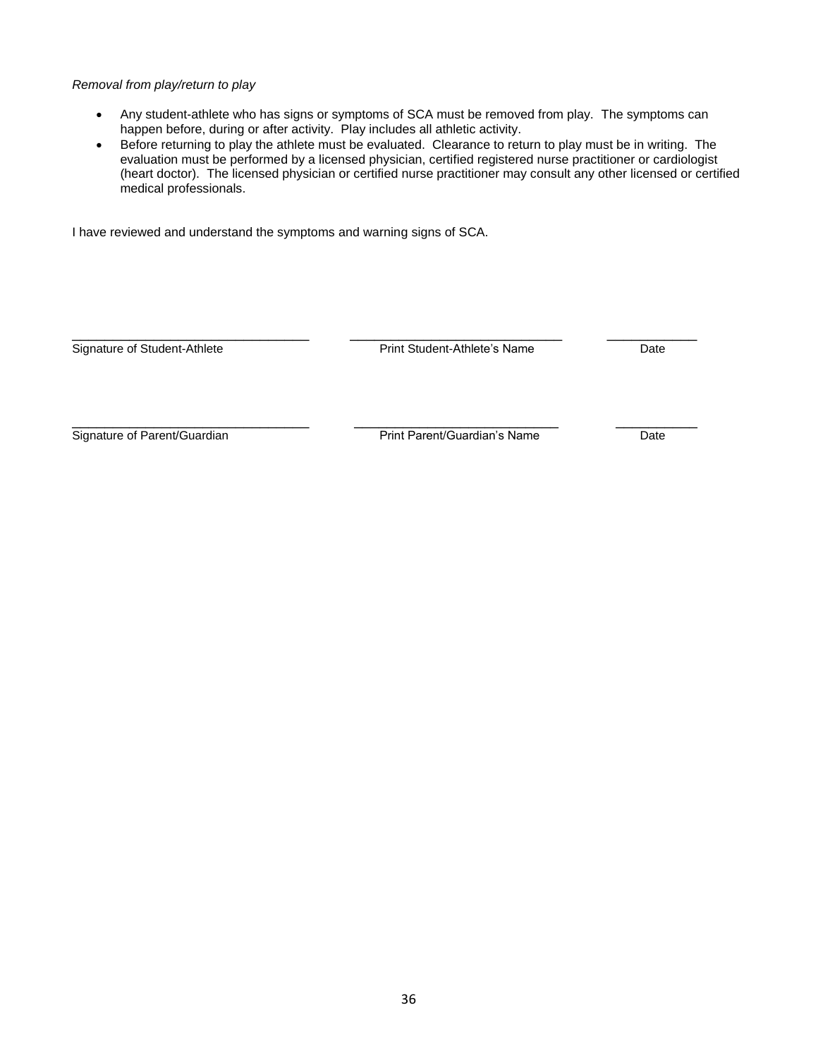*Removal from play/return to play*

- Any student-athlete who has signs or symptoms of SCA must be removed from play. The symptoms can happen before, during or after activity. Play includes all athletic activity.
- Before returning to play the athlete must be evaluated. Clearance to return to play must be in writing. The evaluation must be performed by a licensed physician, certified registered nurse practitioner or cardiologist (heart doctor). The licensed physician or certified nurse practitioner may consult any other licensed or certified medical professionals.

I have reviewed and understand the symptoms and warning signs of SCA.

| ______________________________ | ______________________________ | ____________ |
|---|---|---|
| Signature of Student-Athlete | Print Student-Athlete's Name | Date |

| ______________________________ | ______________________________ | ____________ |
|---|---|---|
| Signature of Parent/Guardian | Print Parent/Guardian's Name | Date |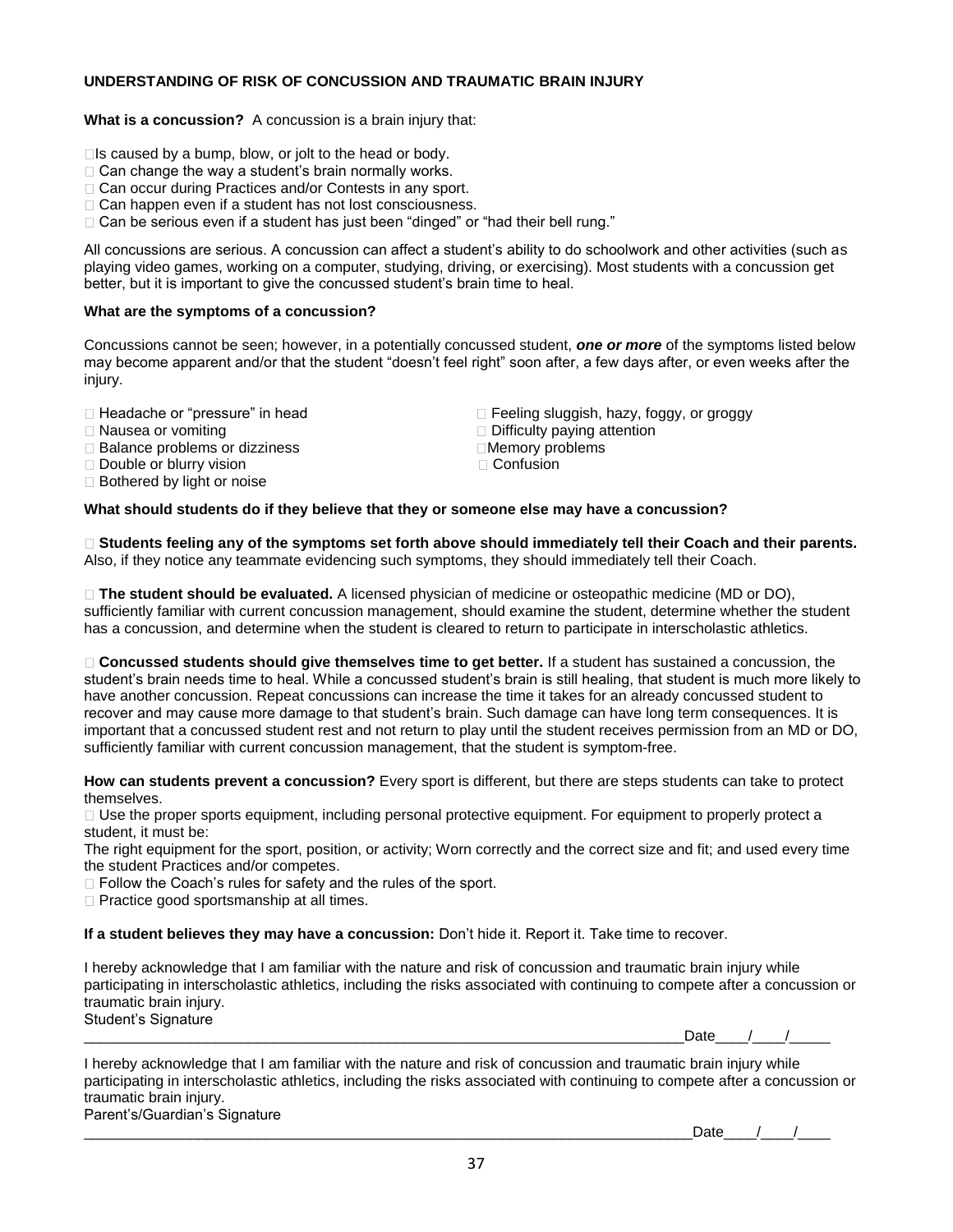**UNDERSTANDING OF RISK OF CONCUSSION AND TRAUMATIC BRAIN INJURY**

**What is a concussion?** A concussion is a brain injury that:

- Is caused by a bump, blow, or jolt to the head or body.
- Can change the way a student's brain normally works.
- Can occur during Practices and/or Contests in any sport.
- Can happen even if a student has not lost consciousness.
- Can be serious even if a student has just been "dinged" or "had their bell rung."

All concussions are serious. A concussion can affect a student's ability to do schoolwork and other activities (such as playing video games, working on a computer, studying, driving, or exercising). Most students with a concussion get better, but it is important to give the concussed student's brain time to heal.

**What are the symptoms of a concussion?**

Concussions cannot be seen; however, in a potentially concussed student, ***one or more*** of the symptoms listed below may become apparent and/or that the student "doesn't feel right" soon after, a few days after, or even weeks after the injury.

- Headache or "pressure" in head
- Nausea or vomiting
- Balance problems or dizziness
- Double or blurry vision
- Bothered by light or noise
- Feeling sluggish, hazy, foggy, or groggy
- Difficulty paying attention
- Memory problems
- Confusion

**What should students do if they believe that they or someone else may have a concussion?**

- **Students feeling any of the symptoms set forth above should immediately tell their Coach and their parents.** Also, if they notice any teammate evidencing such symptoms, they should immediately tell their Coach.

- **The student should be evaluated.** A licensed physician of medicine or osteopathic medicine (MD or DO), sufficiently familiar with current concussion management, should examine the student, determine whether the student has a concussion, and determine when the student is cleared to return to participate in interscholastic athletics.

- **Concussed students should give themselves time to get better.** If a student has sustained a concussion, the student's brain needs time to heal. While a concussed student's brain is still healing, that student is much more likely to have another concussion. Repeat concussions can increase the time it takes for an already concussed student to recover and may cause more damage to that student's brain. Such damage can have long term consequences. It is important that a concussed student rest and not return to play until the student receives permission from an MD or DO, sufficiently familiar with current concussion management, that the student is symptom-free.

**How can students prevent a concussion?** Every sport is different, but there are steps students can take to protect themselves.

- Use the proper sports equipment, including personal protective equipment. For equipment to properly protect a student, it must be:
The right equipment for the sport, position, or activity; Worn correctly and the correct size and fit; and used every time the student Practices and/or competes.
- Follow the Coach's rules for safety and the rules of the sport.
- Practice good sportsmanship at all times.

**If a student believes they may have a concussion:** Don't hide it. Report it. Take time to recover.

I hereby acknowledge that I am familiar with the nature and risk of concussion and traumatic brain injury while participating in interscholastic athletics, including the risks associated with continuing to compete after a concussion or traumatic brain injury.

Student's Signature

_______________________________________________________________________________Date____/____/_____

I hereby acknowledge that I am familiar with the nature and risk of concussion and traumatic brain injury while participating in interscholastic athletics, including the risks associated with continuing to compete after a concussion or traumatic brain injury.

Parent's/Guardian's Signature

_______________________________________________________________________________Date____/____/____